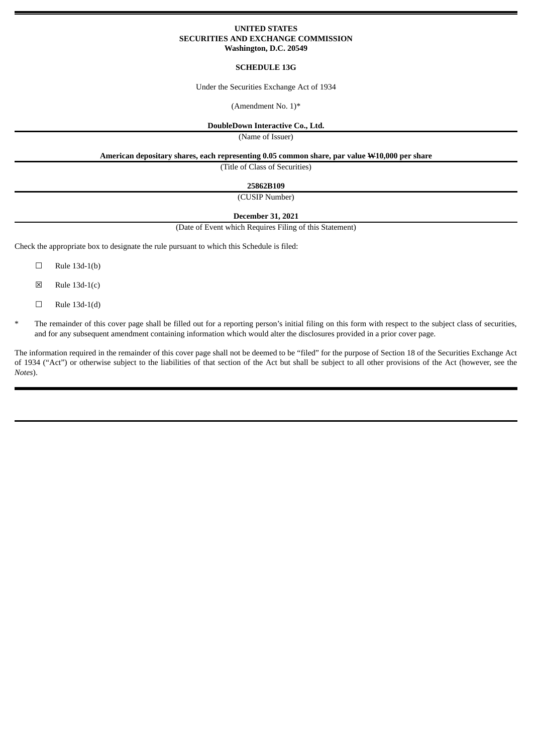**UNITED STATES**
**SECURITIES AND EXCHANGE COMMISSION**
**Washington, D.C. 20549**

**SCHEDULE 13G**

Under the Securities Exchange Act of 1934

(Amendment No. 1)*

**DoubleDown Interactive Co., Ltd.**

(Name of Issuer)

**American depositary shares, each representing 0.05 common share, par value ₩10,000 per share**

(Title of Class of Securities)

**25862B109**

(CUSIP Number)

**December 31, 2021**

(Date of Event which Requires Filing of this Statement)

Check the appropriate box to designate the rule pursuant to which this Schedule is filed:

☐ Rule 13d-1(b)

☒ Rule 13d-1(c)

☐ Rule 13d-1(d)

\* The remainder of this cover page shall be filled out for a reporting person's initial filing on this form with respect to the subject class of securities, and for any subsequent amendment containing information which would alter the disclosures provided in a prior cover page.

The information required in the remainder of this cover page shall not be deemed to be "filed" for the purpose of Section 18 of the Securities Exchange Act of 1934 ("Act") or otherwise subject to the liabilities of that section of the Act but shall be subject to all other provisions of the Act (however, see the *Notes*).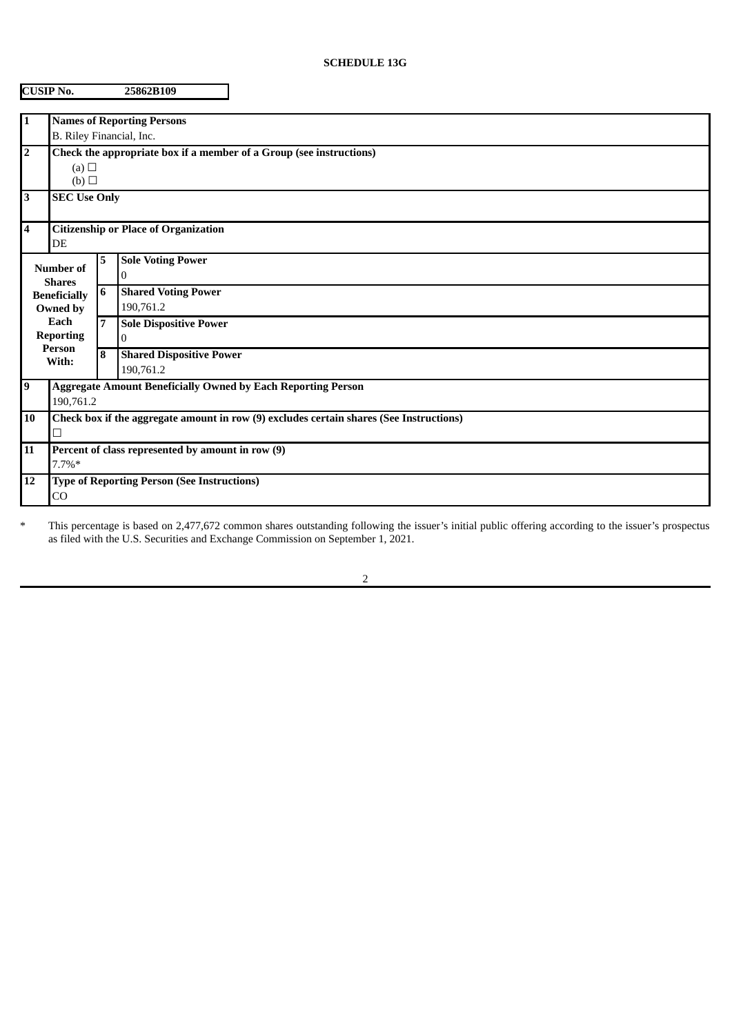**SCHEDULE 13G**

| **CUSIP No.** | **25862B109** |
|---|---|

| | | | |
|---|---|---|---|
| **1** | **Names of Reporting Persons**<br>B. Riley Financial, Inc. | | |
| **2** | **Check the appropriate box if a member of a Group (see instructions)**<br>(a) ☐<br>(b) ☐ | | |
| **3** | **SEC Use Only** | | |
| **4** | **Citizenship or Place of Organization**<br>DE | | |
| **Number of Shares Beneficially Owned by Each Reporting Person With:** | **5** | **Sole Voting Power**<br>0 | |
| | **6** | **Shared Voting Power**<br>190,761.2 | |
| | **7** | **Sole Dispositive Power**<br>0 | |
| | **8** | **Shared Dispositive Power**<br>190,761.2 | |
| **9** | **Aggregate Amount Beneficially Owned by Each Reporting Person**<br>190,761.2 | | |
| **10** | **Check box if the aggregate amount in row (9) excludes certain shares (See Instructions)**<br>☐ | | |
| **11** | **Percent of class represented by amount in row (9)**<br>7.7%* | | |
| **12** | **Type of Reporting Person (See Instructions)**<br>CO | | |

\* This percentage is based on 2,477,672 common shares outstanding following the issuer's initial public offering according to the issuer's prospectus as filed with the U.S. Securities and Exchange Commission on September 1, 2021.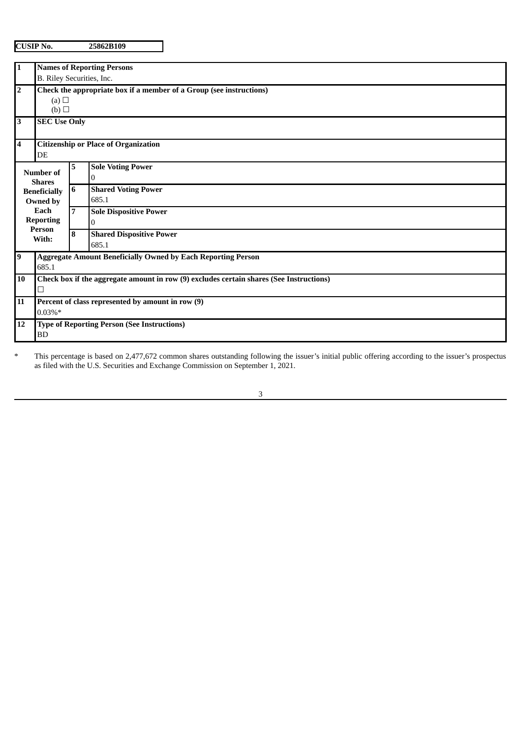| CUSIP No. | 25862B109 |
|---|---|

| | | | |
|---|---|---|---|
| 1 | **Names of Reporting Persons**<br>B. Riley Securities, Inc. | | |
| 2 | **Check the appropriate box if a member of a Group (see instructions)**<br>(a) ☐<br>(b) ☐ | | |
| 3 | **SEC Use Only** | | |
| 4 | **Citizenship or Place of Organization**<br>DE | | |
| **Number of Shares Beneficially Owned by Each Reporting Person With:** | 5 | **Sole Voting Power**<br>0 | |
| | 6 | **Shared Voting Power**<br>685.1 | |
| | 7 | **Sole Dispositive Power**<br>0 | |
| | 8 | **Shared Dispositive Power**<br>685.1 | |
| 9 | **Aggregate Amount Beneficially Owned by Each Reporting Person**<br>685.1 | | |
| 10 | **Check box if the aggregate amount in row (9) excludes certain shares (See Instructions)**<br>☐ | | |
| 11 | **Percent of class represented by amount in row (9)**<br>0.03%* | | |
| 12 | **Type of Reporting Person (See Instructions)**<br>BD | | |

\* This percentage is based on 2,477,672 common shares outstanding following the issuer's initial public offering according to the issuer's prospectus as filed with the U.S. Securities and Exchange Commission on September 1, 2021.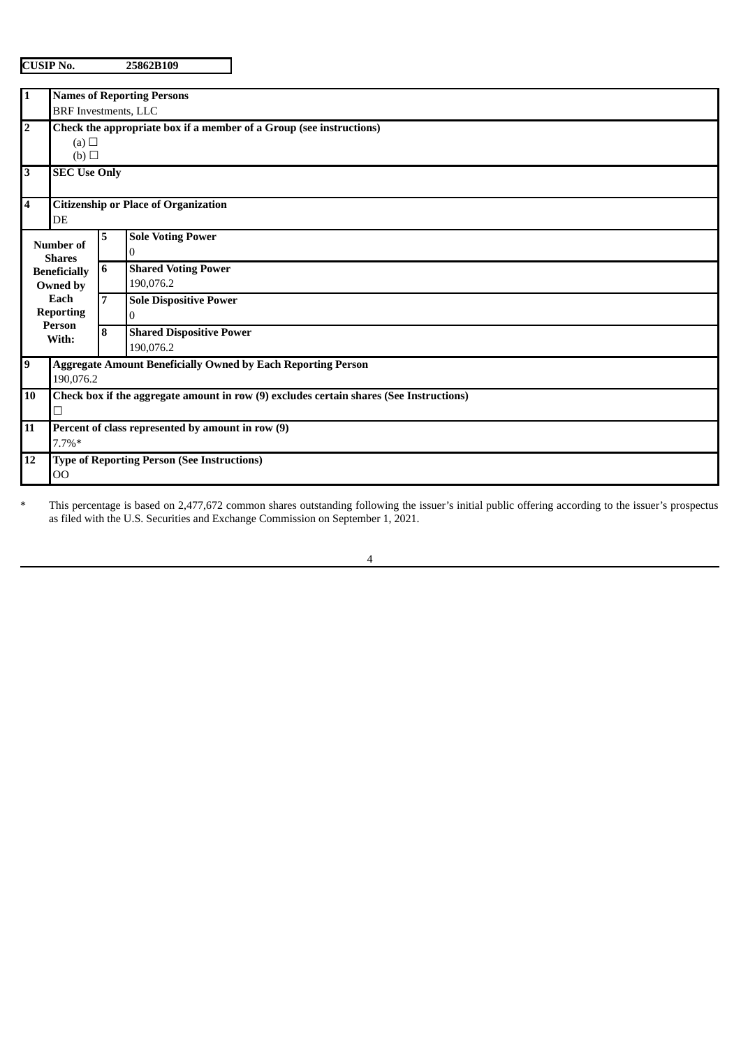**CUSIP No. 25862B109**

| | | | |
|---|---|---|---|
| **1** | **Names of Reporting Persons**<br>BRF Investments, LLC | | |
| **2** | **Check the appropriate box if a member of a Group (see instructions)**<br>(a) ☐<br>(b) ☐ | | |
| **3** | **SEC Use Only** | | |
| **4** | **Citizenship or Place of Organization**<br>DE | | |
| **Number of Shares Beneficially Owned by Each Reporting Person With:** | **5** | **Sole Voting Power**<br>0 | |
| | **6** | **Shared Voting Power**<br>190,076.2 | |
| | **7** | **Sole Dispositive Power**<br>0 | |
| | **8** | **Shared Dispositive Power**<br>190,076.2 | |
| **9** | **Aggregate Amount Beneficially Owned by Each Reporting Person**<br>190,076.2 | | |
| **10** | **Check box if the aggregate amount in row (9) excludes certain shares (See Instructions)**<br>☐ | | |
| **11** | **Percent of class represented by amount in row (9)**<br>7.7%* | | |
| **12** | **Type of Reporting Person (See Instructions)**<br>OO | | |

\* This percentage is based on 2,477,672 common shares outstanding following the issuer's initial public offering according to the issuer's prospectus as filed with the U.S. Securities and Exchange Commission on September 1, 2021.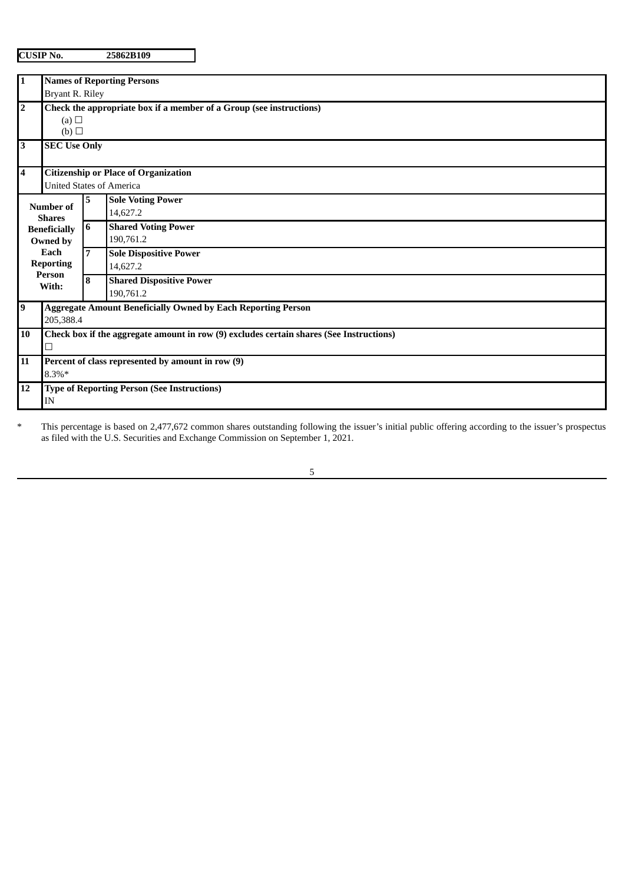**CUSIP No.** **25862B109**

| | | | |
|---|---|---|---|
| **1** | **Names of Reporting Persons**<br>Bryant R. Riley | | |
| **2** | **Check the appropriate box if a member of a Group (see instructions)**<br>(a) ☐<br>(b) ☐ | | |
| **3** | **SEC Use Only** | | |
| **4** | **Citizenship or Place of Organization**<br>United States of America | | |
| **Number of Shares Beneficially Owned by Each Reporting Person With:** | | **5** | **Sole Voting Power**<br>14,627.2 |
| | | **6** | **Shared Voting Power**<br>190,761.2 |
| | | **7** | **Sole Dispositive Power**<br>14,627.2 |
| | | **8** | **Shared Dispositive Power**<br>190,761.2 |
| **9** | **Aggregate Amount Beneficially Owned by Each Reporting Person**<br>205,388.4 | | |
| **10** | **Check box if the aggregate amount in row (9) excludes certain shares (See Instructions)**<br>☐ | | |
| **11** | **Percent of class represented by amount in row (9)**<br>8.3%* | | |
| **12** | **Type of Reporting Person (See Instructions)**<br>IN | | |

\* This percentage is based on 2,477,672 common shares outstanding following the issuer's initial public offering according to the issuer's prospectus as filed with the U.S. Securities and Exchange Commission on September 1, 2021.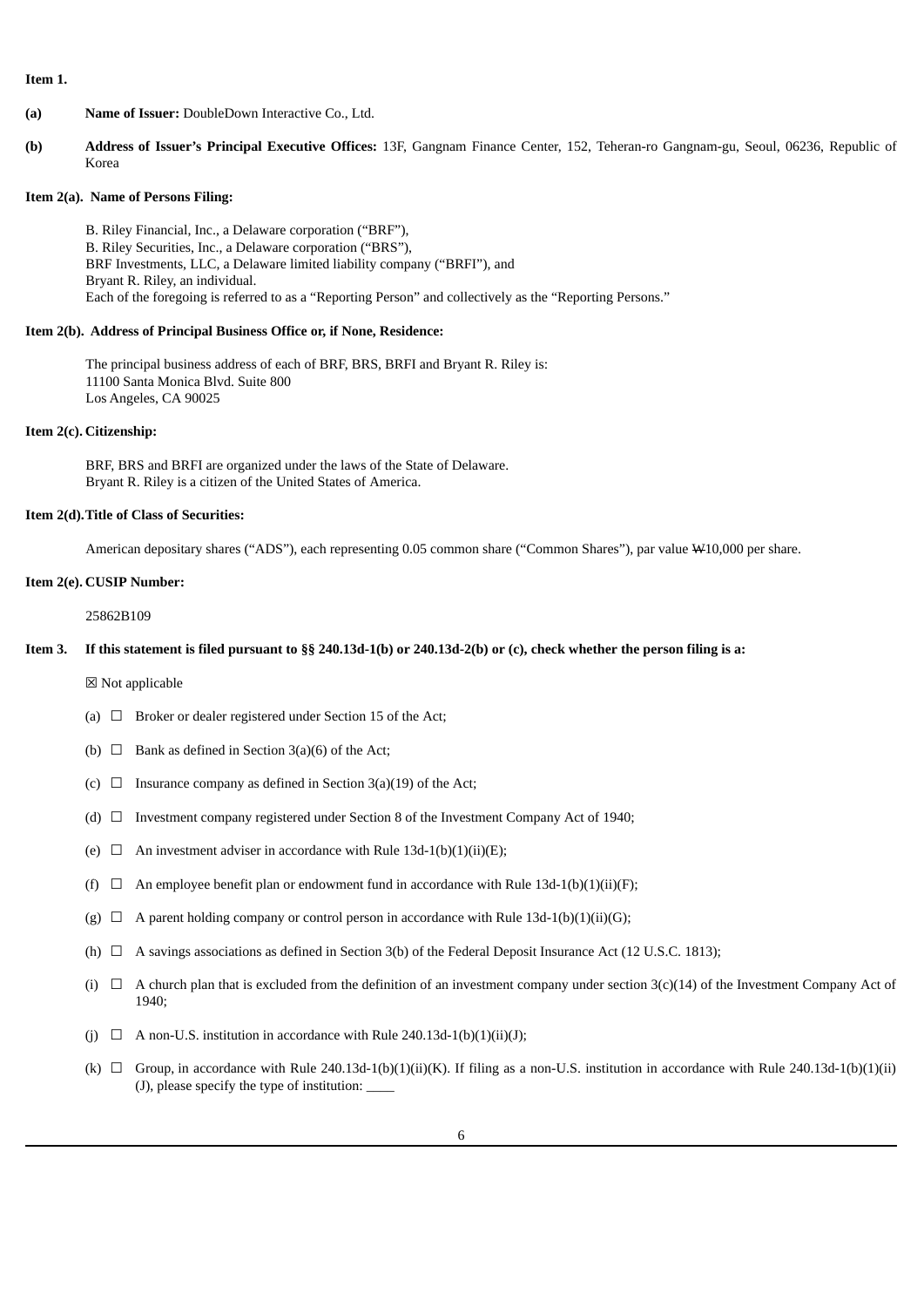**Item 1.**

**(a)** **Name of Issuer:** DoubleDown Interactive Co., Ltd.

**(b)** **Address of Issuer's Principal Executive Offices:** 13F, Gangnam Finance Center, 152, Teheran-ro Gangnam-gu, Seoul, 06236, Republic of Korea

**Item 2(a). Name of Persons Filing:**

B. Riley Financial, Inc., a Delaware corporation ("BRF"),
B. Riley Securities, Inc., a Delaware corporation ("BRS"),
BRF Investments, LLC, a Delaware limited liability company ("BRFI"), and
Bryant R. Riley, an individual.
Each of the foregoing is referred to as a "Reporting Person" and collectively as the "Reporting Persons."

**Item 2(b). Address of Principal Business Office or, if None, Residence:**

The principal business address of each of BRF, BRS, BRFI and Bryant R. Riley is:
11100 Santa Monica Blvd. Suite 800
Los Angeles, CA 90025

**Item 2(c). Citizenship:**

BRF, BRS and BRFI are organized under the laws of the State of Delaware.
Bryant R. Riley is a citizen of the United States of America.

**Item 2(d). Title of Class of Securities:**

American depositary shares ("ADS"), each representing 0.05 common share ("Common Shares"), par value ₩10,000 per share.

**Item 2(e). CUSIP Number:**

25862B109

**Item 3. If this statement is filed pursuant to §§ 240.13d-1(b) or 240.13d-2(b) or (c), check whether the person filing is a:**

☒ Not applicable

(a) ☐ Broker or dealer registered under Section 15 of the Act;

(b) ☐ Bank as defined in Section 3(a)(6) of the Act;

(c) ☐ Insurance company as defined in Section 3(a)(19) of the Act;

(d) ☐ Investment company registered under Section 8 of the Investment Company Act of 1940;

(e) ☐ An investment adviser in accordance with Rule 13d-1(b)(1)(ii)(E);

(f) ☐ An employee benefit plan or endowment fund in accordance with Rule 13d-1(b)(1)(ii)(F);

(g) ☐ A parent holding company or control person in accordance with Rule 13d-1(b)(1)(ii)(G);

(h) ☐ A savings associations as defined in Section 3(b) of the Federal Deposit Insurance Act (12 U.S.C. 1813);

(i) ☐ A church plan that is excluded from the definition of an investment company under section 3(c)(14) of the Investment Company Act of 1940;

(j) ☐ A non-U.S. institution in accordance with Rule 240.13d-1(b)(1)(ii)(J);

(k) ☐ Group, in accordance with Rule 240.13d-1(b)(1)(ii)(K). If filing as a non-U.S. institution in accordance with Rule 240.13d-1(b)(1)(ii)(J), please specify the type of institution: ____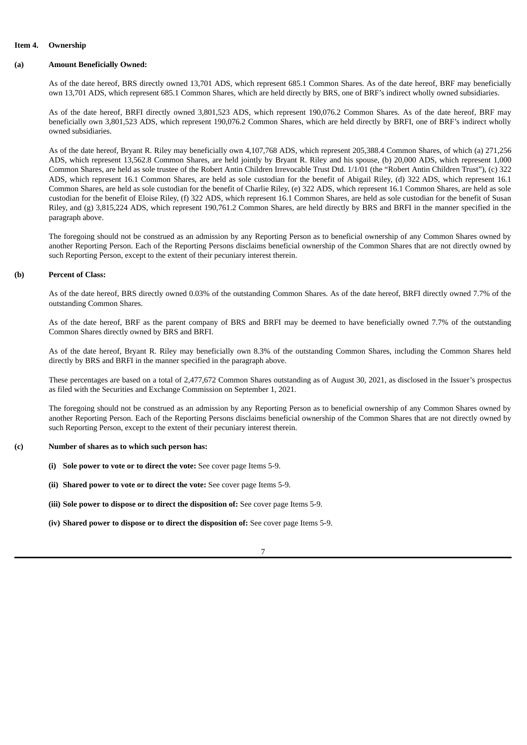**Item 4. Ownership**

**(a) Amount Beneficially Owned:**

As of the date hereof, BRS directly owned 13,701 ADS, which represent 685.1 Common Shares. As of the date hereof, BRF may beneficially own 13,701 ADS, which represent 685.1 Common Shares, which are held directly by BRS, one of BRF's indirect wholly owned subsidiaries.

As of the date hereof, BRFI directly owned 3,801,523 ADS, which represent 190,076.2 Common Shares. As of the date hereof, BRF may beneficially own 3,801,523 ADS, which represent 190,076.2 Common Shares, which are held directly by BRFI, one of BRF's indirect wholly owned subsidiaries.

As of the date hereof, Bryant R. Riley may beneficially own 4,107,768 ADS, which represent 205,388.4 Common Shares, of which (a) 271,256 ADS, which represent 13,562.8 Common Shares, are held jointly by Bryant R. Riley and his spouse, (b) 20,000 ADS, which represent 1,000 Common Shares, are held as sole trustee of the Robert Antin Children Irrevocable Trust Dtd. 1/1/01 (the "Robert Antin Children Trust"), (c) 322 ADS, which represent 16.1 Common Shares, are held as sole custodian for the benefit of Abigail Riley, (d) 322 ADS, which represent 16.1 Common Shares, are held as sole custodian for the benefit of Charlie Riley, (e) 322 ADS, which represent 16.1 Common Shares, are held as sole custodian for the benefit of Eloise Riley, (f) 322 ADS, which represent 16.1 Common Shares, are held as sole custodian for the benefit of Susan Riley, and (g) 3,815,224 ADS, which represent 190,761.2 Common Shares, are held directly by BRS and BRFI in the manner specified in the paragraph above.

The foregoing should not be construed as an admission by any Reporting Person as to beneficial ownership of any Common Shares owned by another Reporting Person. Each of the Reporting Persons disclaims beneficial ownership of the Common Shares that are not directly owned by such Reporting Person, except to the extent of their pecuniary interest therein.

**(b) Percent of Class:**

As of the date hereof, BRS directly owned 0.03% of the outstanding Common Shares. As of the date hereof, BRFI directly owned 7.7% of the outstanding Common Shares.

As of the date hereof, BRF as the parent company of BRS and BRFI may be deemed to have beneficially owned 7.7% of the outstanding Common Shares directly owned by BRS and BRFI.

As of the date hereof, Bryant R. Riley may beneficially own 8.3% of the outstanding Common Shares, including the Common Shares held directly by BRS and BRFI in the manner specified in the paragraph above.

These percentages are based on a total of 2,477,672 Common Shares outstanding as of August 30, 2021, as disclosed in the Issuer's prospectus as filed with the Securities and Exchange Commission on September 1, 2021.

The foregoing should not be construed as an admission by any Reporting Person as to beneficial ownership of any Common Shares owned by another Reporting Person. Each of the Reporting Persons disclaims beneficial ownership of the Common Shares that are not directly owned by such Reporting Person, except to the extent of their pecuniary interest therein.

**(c) Number of shares as to which such person has:**

- **(i) Sole power to vote or to direct the vote:** See cover page Items 5-9.
- **(ii) Shared power to vote or to direct the vote:** See cover page Items 5-9.
- **(iii) Sole power to dispose or to direct the disposition of:** See cover page Items 5-9.
- **(iv) Shared power to dispose or to direct the disposition of:** See cover page Items 5-9.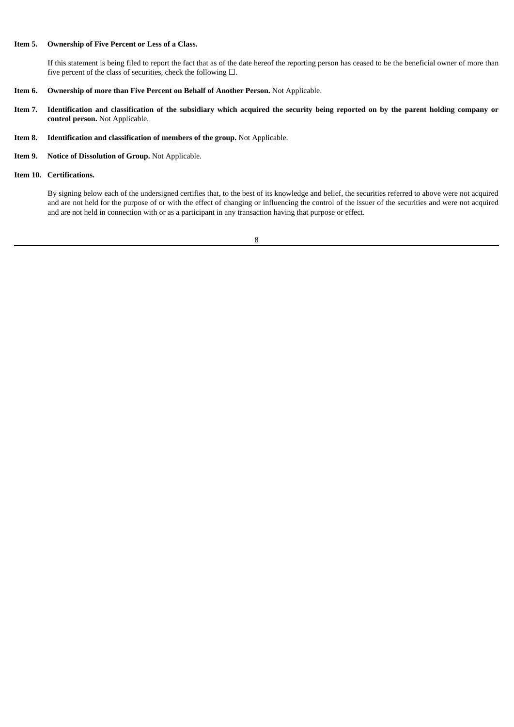**Item 5. Ownership of Five Percent or Less of a Class.**

If this statement is being filed to report the fact that as of the date hereof the reporting person has ceased to be the beneficial owner of more than five percent of the class of securities, check the following ☐.

**Item 6. Ownership of more than Five Percent on Behalf of Another Person.** Not Applicable.

**Item 7. Identification and classification of the subsidiary which acquired the security being reported on by the parent holding company or control person.** Not Applicable.

**Item 8. Identification and classification of members of the group.** Not Applicable.

**Item 9. Notice of Dissolution of Group.** Not Applicable.

**Item 10. Certifications.**

By signing below each of the undersigned certifies that, to the best of its knowledge and belief, the securities referred to above were not acquired and are not held for the purpose of or with the effect of changing or influencing the control of the issuer of the securities and were not acquired and are not held in connection with or as a participant in any transaction having that purpose or effect.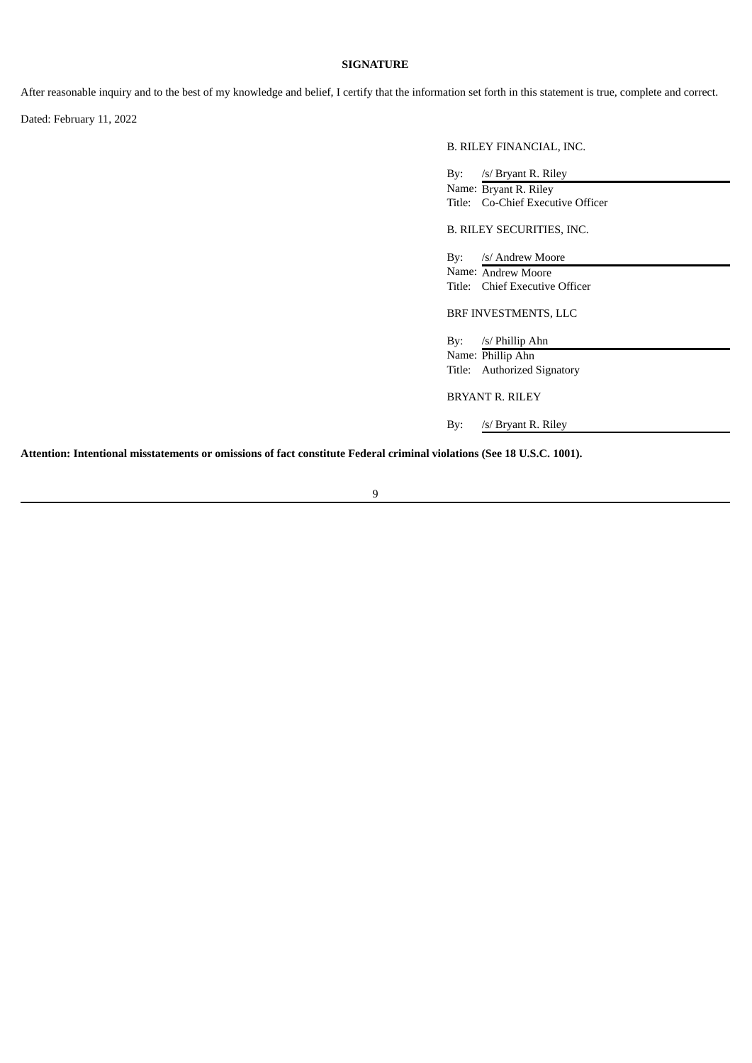**SIGNATURE**

After reasonable inquiry and to the best of my knowledge and belief, I certify that the information set forth in this statement is true, complete and correct.

Dated: February 11, 2022

B. RILEY FINANCIAL, INC.

By: /s/ Bryant R. Riley
Name: Bryant R. Riley
Title: Co-Chief Executive Officer

B. RILEY SECURITIES, INC.

By: /s/ Andrew Moore
Name: Andrew Moore
Title: Chief Executive Officer

BRF INVESTMENTS, LLC

By: /s/ Phillip Ahn
Name: Phillip Ahn
Title: Authorized Signatory

BRYANT R. RILEY

By: /s/ Bryant R. Riley

**Attention: Intentional misstatements or omissions of fact constitute Federal criminal violations (See 18 U.S.C. 1001).**